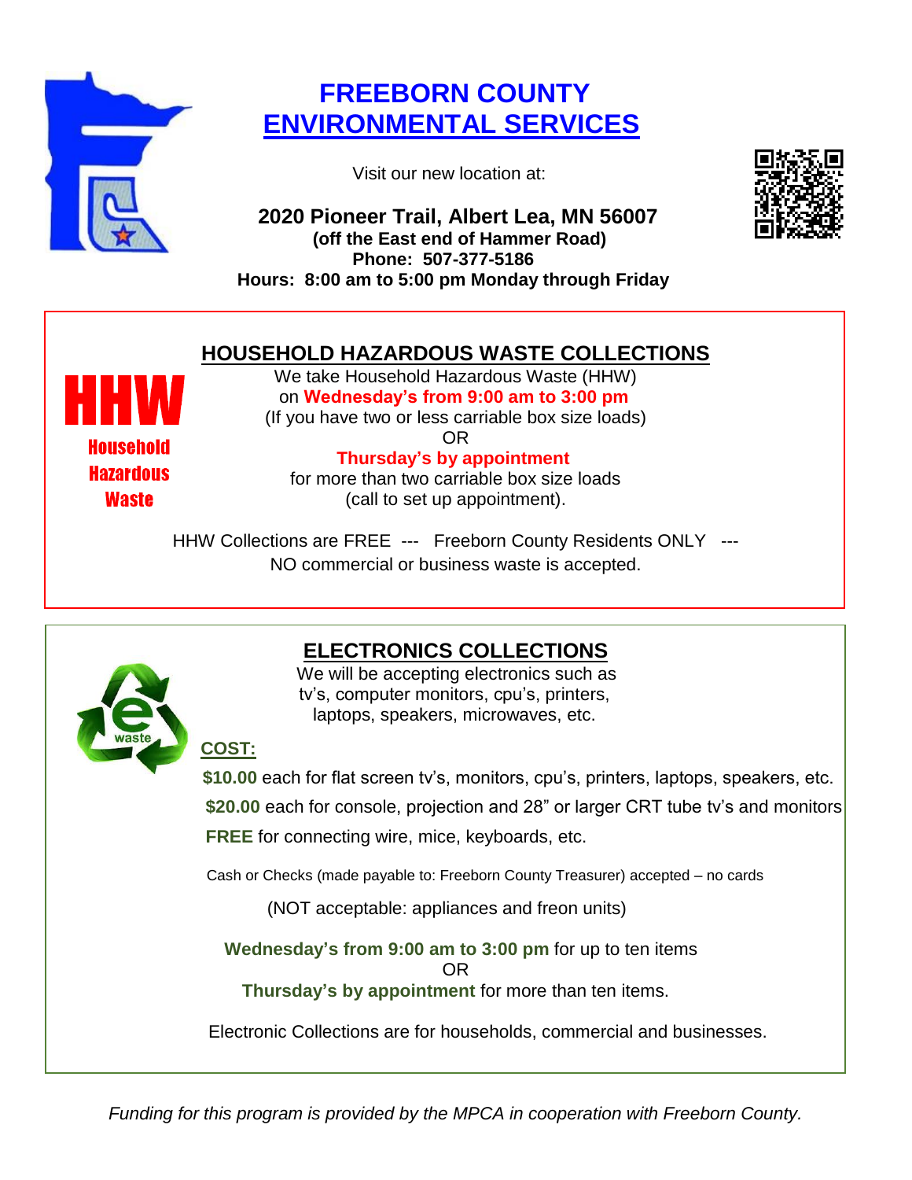# FREEBORN COUNTY ENVIRONMENTAL SERVICES

Visit our new location at:

**2020 Pioneer Trail, Albert Lea, MN 56007**
**(off the East end of Hammer Road)**
**Phone: 507-377-5186**
**Hours: 8:00 am to 5:00 pm Monday through Friday**

## HOUSEHOLD HAZARDOUS WASTE COLLECTIONS

**HHW**
**Household Hazardous Waste**

We take Household Hazardous Waste (HHW)
on **Wednesday's from 9:00 am to 3:00 pm**
(If you have two or less carriable box size loads)
OR
**Thursday's by appointment**
for more than two carriable box size loads
(call to set up appointment).

HHW Collections are FREE --- Freeborn County Residents ONLY ---
NO commercial or business waste is accepted.

## ELECTRONICS COLLECTIONS

We will be accepting electronics such as tv's, computer monitors, cpu's, printers, laptops, speakers, microwaves, etc.

**COST:**

**$10.00** each for flat screen tv's, monitors, cpu's, printers, laptops, speakers, etc.

**$20.00** each for console, projection and 28" or larger CRT tube tv's and monitors

**FREE** for connecting wire, mice, keyboards, etc.

Cash or Checks (made payable to: Freeborn County Treasurer) accepted – no cards

(NOT acceptable: appliances and freon units)

**Wednesday's from 9:00 am to 3:00 pm** for up to ten items
OR
**Thursday's by appointment** for more than ten items.

Electronic Collections are for households, commercial and businesses.

*Funding for this program is provided by the MPCA in cooperation with Freeborn County.*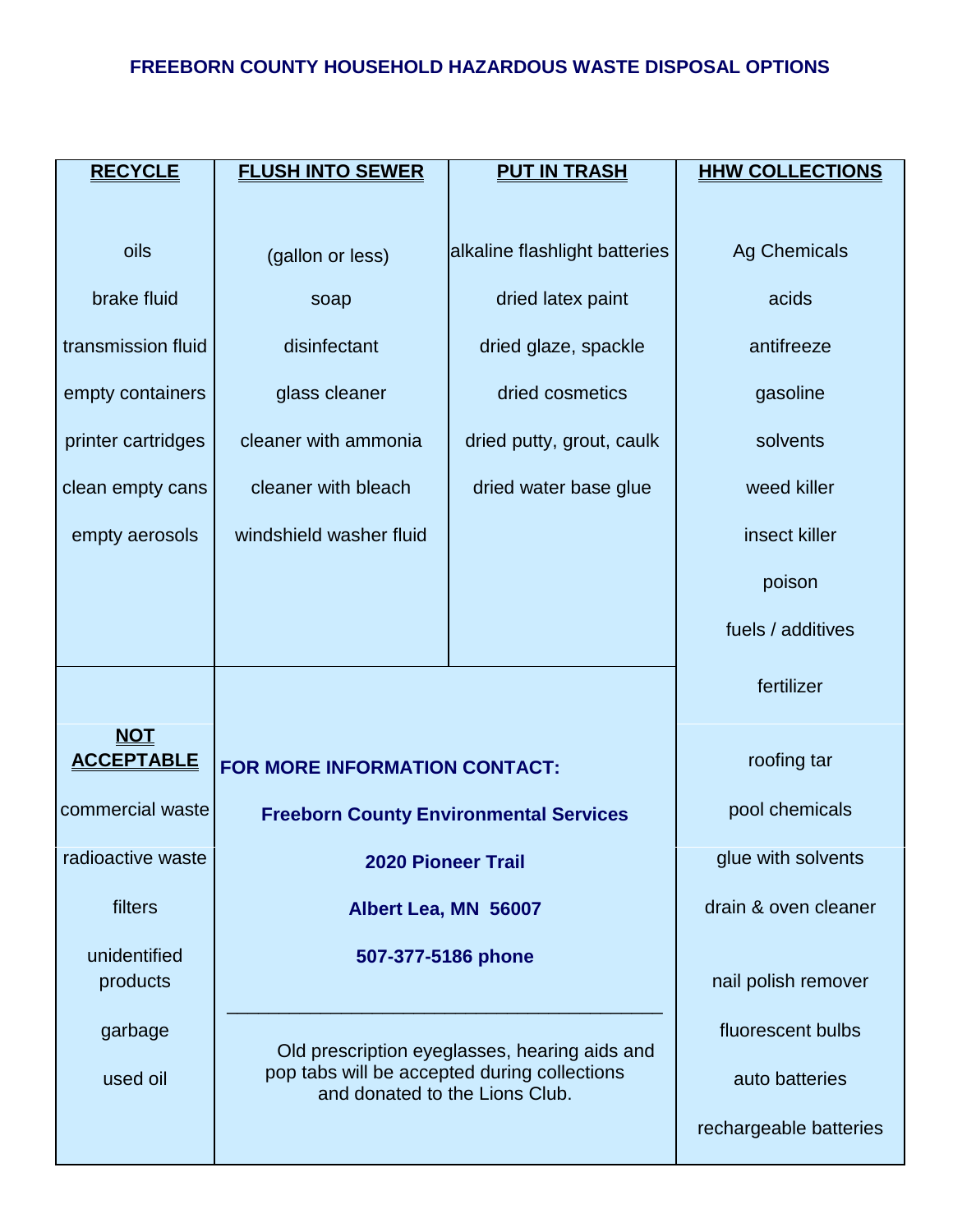# FREEBORN COUNTY HOUSEHOLD HAZARDOUS WASTE DISPOSAL OPTIONS

| RECYCLE | FLUSH INTO SEWER | PUT IN TRASH | HHW COLLECTIONS |
|---|---|---|---|
| oils | (gallon or less) | alkaline flashlight batteries | Ag Chemicals |
| brake fluid | soap | dried latex paint | acids |
| transmission fluid | disinfectant | dried glaze, spackle | antifreeze |
| empty containers | glass cleaner | dried cosmetics | gasoline |
| printer cartridges | cleaner with ammonia | dried putty, grout, caulk | solvents |
| clean empty cans | cleaner with bleach | dried water base glue | weed killer |
| empty aerosols | windshield washer fluid | | insect killer |
| | | | poison |
| | | | fuels / additives |
| | | | fertilizer |
| | | | roofing tar |
| | | | pool chemicals |
| | | | glue with solvents |
| | | | drain & oven cleaner |
| | | | nail polish remover |
| | | | fluorescent bulbs |
| | | | auto batteries |
| | | | rechargeable batteries |

**NOT ACCEPTABLE**

- commercial waste
- radioactive waste
- filters
- unidentified products
- garbage
- used oil

**FOR MORE INFORMATION CONTACT:**

**Freeborn County Environmental Services**

**2020 Pioneer Trail**

**Albert Lea, MN 56007**

**507-377-5186 phone**

---

Old prescription eyeglasses, hearing aids and pop tabs will be accepted during collections and donated to the Lions Club.